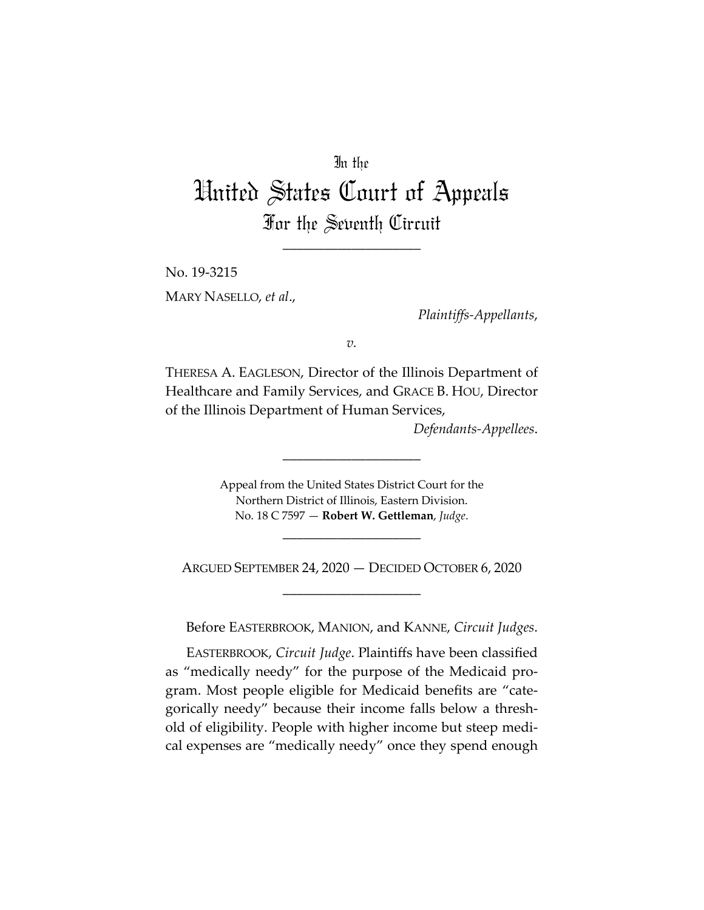In the

# United States Court of Appeals

## For the Seventh Circuit

____________________

No. 19-3215

MARY NASELLO, *et al*.,

*Plaintiffs-Appellants*,

*v*.

THERESA A. EAGLESON, Director of the Illinois Department of Healthcare and Family Services, and GRACE B. HOU, Director of the Illinois Department of Human Services,

*Defendants-Appellees*.

____________________

Appeal from the United States District Court for the Northern District of Illinois, Eastern Division.
No. 18 C 7597 — **Robert W. Gettleman**, *Judge*.

____________________

ARGUED SEPTEMBER 24, 2020 — DECIDED OCTOBER 6, 2020

____________________

Before EASTERBROOK, MANION, and KANNE, *Circuit Judges*.

EASTERBROOK, *Circuit Judge*. Plaintiffs have been classified as "medically needy" for the purpose of the Medicaid program. Most people eligible for Medicaid benefits are "categorically needy" because their income falls below a threshold of eligibility. People with higher income but steep medical expenses are "medically needy" once they spend enough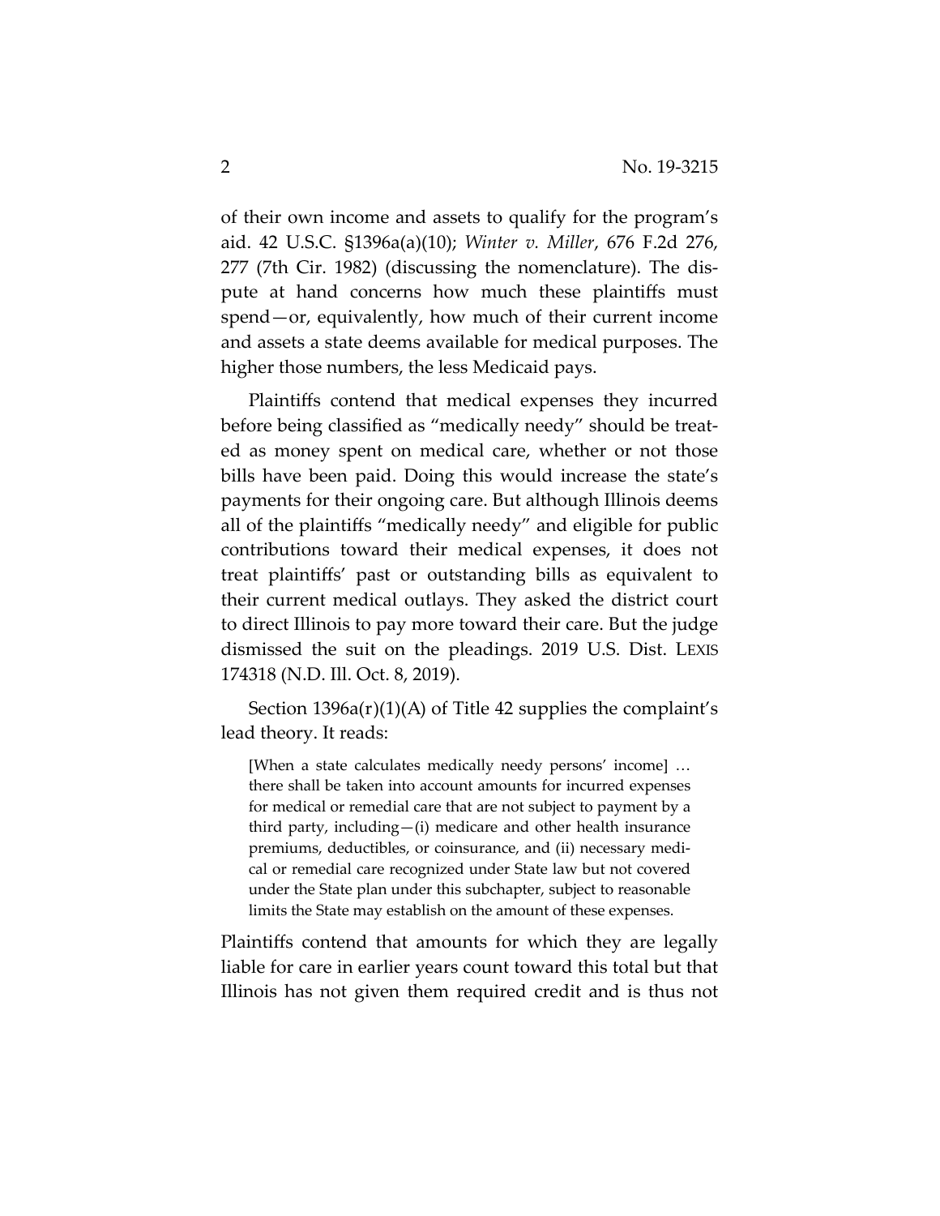of their own income and assets to qualify for the program's aid. 42 U.S.C. §1396a(a)(10); *Winter v. Miller*, 676 F.2d 276, 277 (7th Cir. 1982) (discussing the nomenclature). The dispute at hand concerns how much these plaintiffs must spend—or, equivalently, how much of their current income and assets a state deems available for medical purposes. The higher those numbers, the less Medicaid pays.

Plaintiffs contend that medical expenses they incurred before being classified as "medically needy" should be treated as money spent on medical care, whether or not those bills have been paid. Doing this would increase the state's payments for their ongoing care. But although Illinois deems all of the plaintiffs "medically needy" and eligible for public contributions toward their medical expenses, it does not treat plaintiffs' past or outstanding bills as equivalent to their current medical outlays. They asked the district court to direct Illinois to pay more toward their care. But the judge dismissed the suit on the pleadings. 2019 U.S. Dist. LEXIS 174318 (N.D. Ill. Oct. 8, 2019).

Section 1396a(r)(1)(A) of Title 42 supplies the complaint's lead theory. It reads:

> [When a state calculates medically needy persons' income] … there shall be taken into account amounts for incurred expenses for medical or remedial care that are not subject to payment by a third party, including—(i) medicare and other health insurance premiums, deductibles, or coinsurance, and (ii) necessary medical or remedial care recognized under State law but not covered under the State plan under this subchapter, subject to reasonable limits the State may establish on the amount of these expenses.

Plaintiffs contend that amounts for which they are legally liable for care in earlier years count toward this total but that Illinois has not given them required credit and is thus not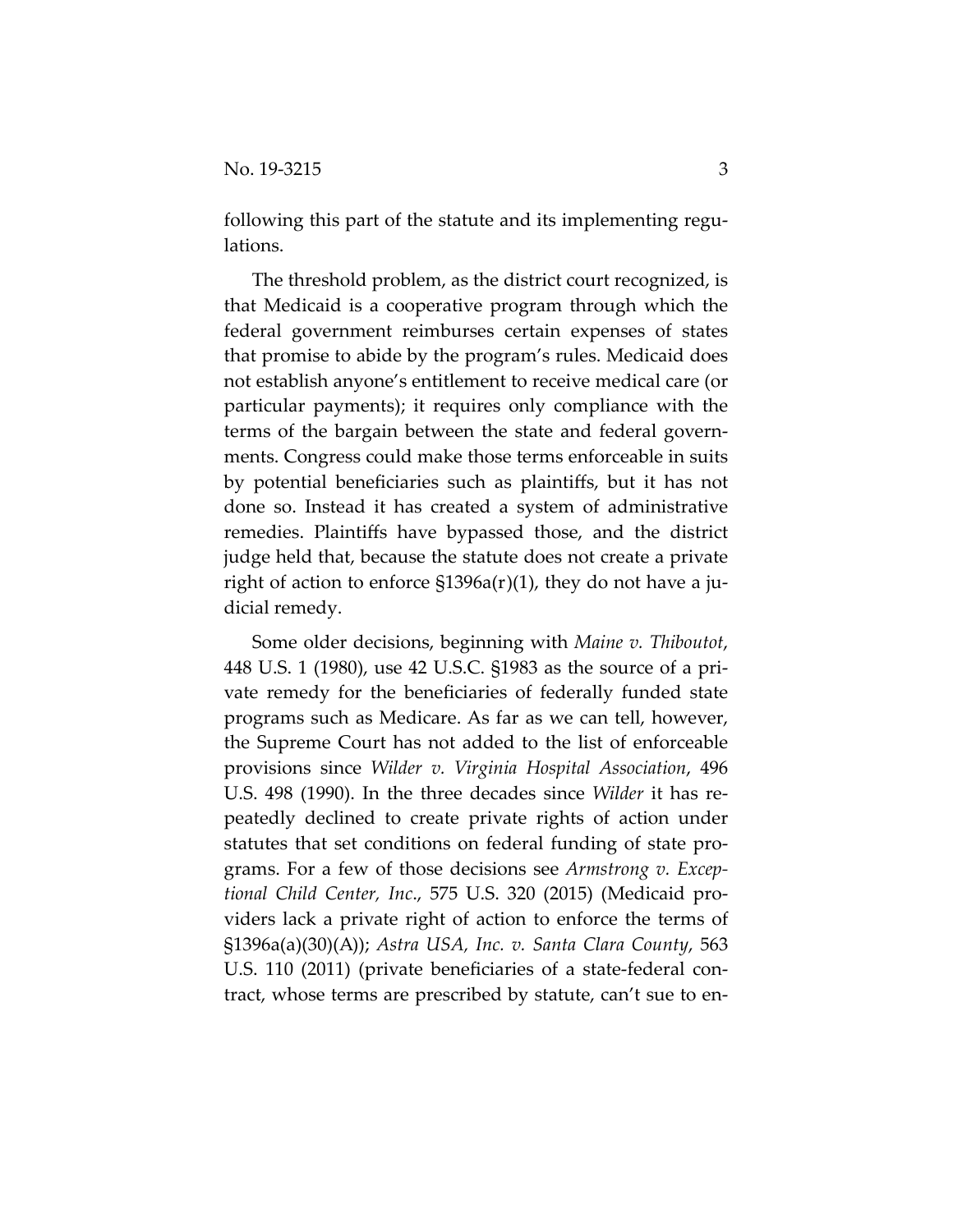following this part of the statute and its implementing regulations.

The threshold problem, as the district court recognized, is that Medicaid is a cooperative program through which the federal government reimburses certain expenses of states that promise to abide by the program's rules. Medicaid does not establish anyone's entitlement to receive medical care (or particular payments); it requires only compliance with the terms of the bargain between the state and federal governments. Congress could make those terms enforceable in suits by potential beneficiaries such as plaintiffs, but it has not done so. Instead it has created a system of administrative remedies. Plaintiffs have bypassed those, and the district judge held that, because the statute does not create a private right of action to enforce §1396a(r)(1), they do not have a judicial remedy.

Some older decisions, beginning with *Maine v. Thiboutot*, 448 U.S. 1 (1980), use 42 U.S.C. §1983 as the source of a private remedy for the beneficiaries of federally funded state programs such as Medicare. As far as we can tell, however, the Supreme Court has not added to the list of enforceable provisions since *Wilder v. Virginia Hospital Association*, 496 U.S. 498 (1990). In the three decades since *Wilder* it has repeatedly declined to create private rights of action under statutes that set conditions on federal funding of state programs. For a few of those decisions see *Armstrong v. Exceptional Child Center, Inc*., 575 U.S. 320 (2015) (Medicaid providers lack a private right of action to enforce the terms of §1396a(a)(30)(A)); *Astra USA, Inc. v. Santa Clara County*, 563 U.S. 110 (2011) (private beneficiaries of a state-federal contract, whose terms are prescribed by statute, can't sue to en-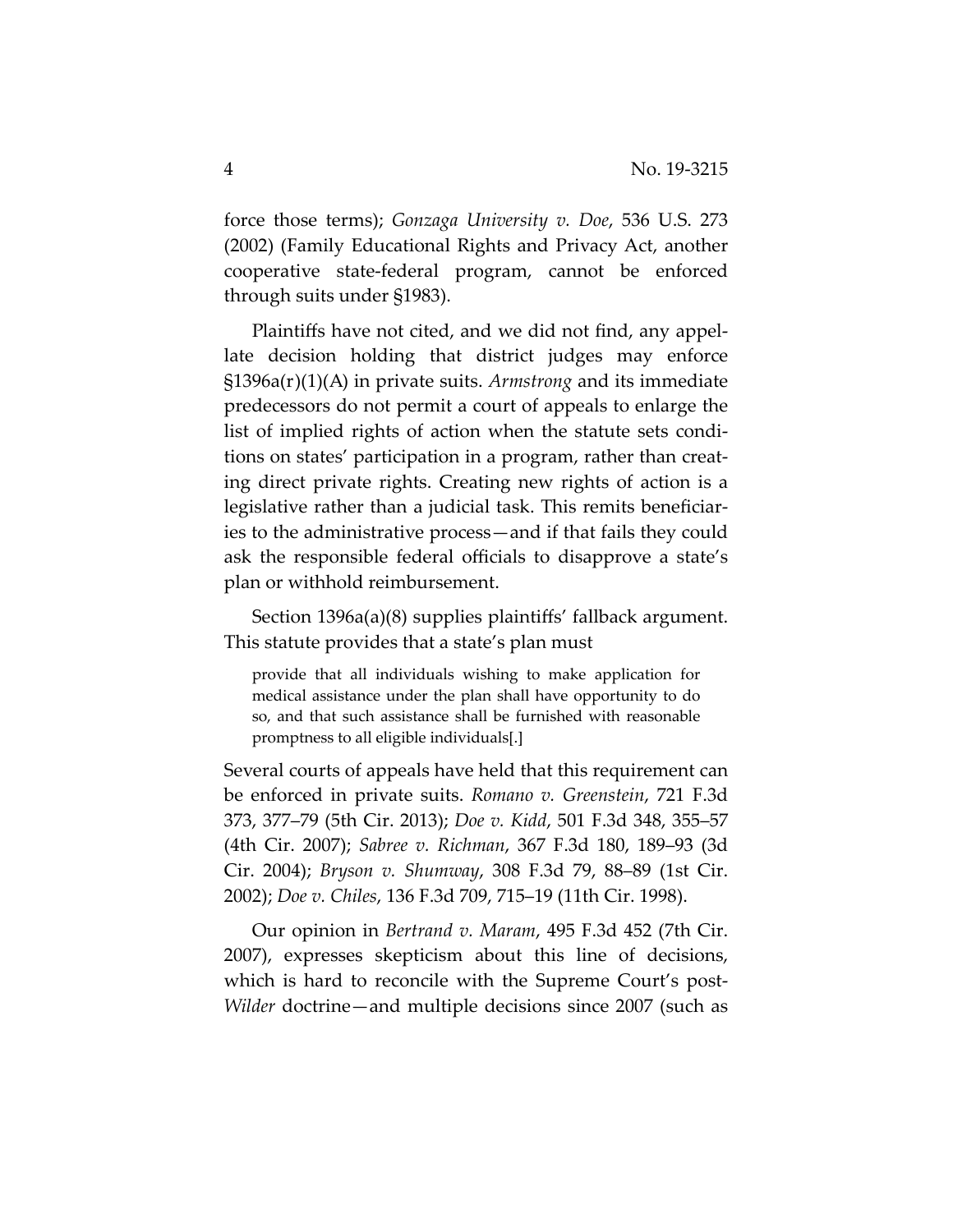force those terms); *Gonzaga University v. Doe*, 536 U.S. 273 (2002) (Family Educational Rights and Privacy Act, another cooperative state-federal program, cannot be enforced through suits under §1983).

Plaintiffs have not cited, and we did not find, any appellate decision holding that district judges may enforce §1396a(r)(1)(A) in private suits. *Armstrong* and its immediate predecessors do not permit a court of appeals to enlarge the list of implied rights of action when the statute sets conditions on states' participation in a program, rather than creating direct private rights. Creating new rights of action is a legislative rather than a judicial task. This remits beneficiaries to the administrative process—and if that fails they could ask the responsible federal officials to disapprove a state's plan or withhold reimbursement.

Section 1396a(a)(8) supplies plaintiffs' fallback argument. This statute provides that a state's plan must

> provide that all individuals wishing to make application for medical assistance under the plan shall have opportunity to do so, and that such assistance shall be furnished with reasonable promptness to all eligible individuals[.]

Several courts of appeals have held that this requirement can be enforced in private suits. *Romano v. Greenstein*, 721 F.3d 373, 377–79 (5th Cir. 2013); *Doe v. Kidd*, 501 F.3d 348, 355–57 (4th Cir. 2007); *Sabree v. Richman*, 367 F.3d 180, 189–93 (3d Cir. 2004); *Bryson v. Shumway*, 308 F.3d 79, 88–89 (1st Cir. 2002); *Doe v. Chiles*, 136 F.3d 709, 715–19 (11th Cir. 1998).

Our opinion in *Bertrand v. Maram*, 495 F.3d 452 (7th Cir. 2007), expresses skepticism about this line of decisions, which is hard to reconcile with the Supreme Court's post-*Wilder* doctrine—and multiple decisions since 2007 (such as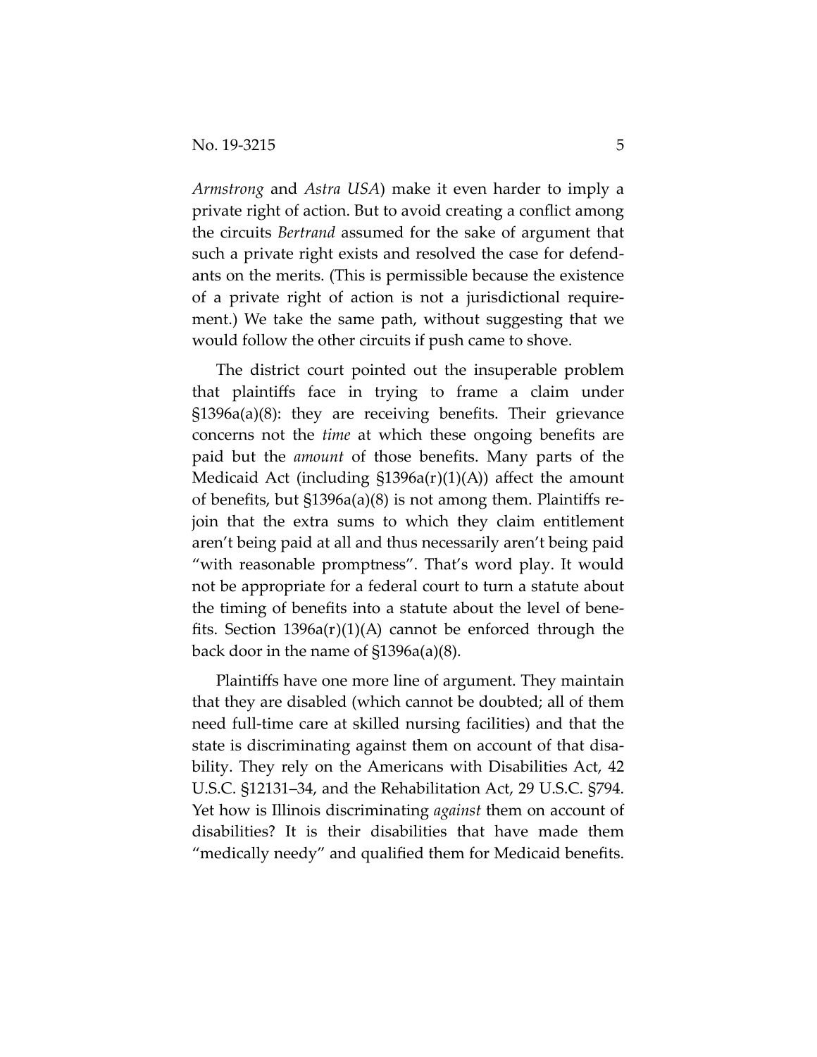*Armstrong* and *Astra USA*) make it even harder to imply a private right of action. But to avoid creating a conflict among the circuits *Bertrand* assumed for the sake of argument that such a private right exists and resolved the case for defendants on the merits. (This is permissible because the existence of a private right of action is not a jurisdictional requirement.) We take the same path, without suggesting that we would follow the other circuits if push came to shove.

The district court pointed out the insuperable problem that plaintiffs face in trying to frame a claim under §1396a(a)(8): they are receiving benefits. Their grievance concerns not the *time* at which these ongoing benefits are paid but the *amount* of those benefits. Many parts of the Medicaid Act (including §1396a(r)(1)(A)) affect the amount of benefits, but §1396a(a)(8) is not among them. Plaintiffs rejoin that the extra sums to which they claim entitlement aren't being paid at all and thus necessarily aren't being paid "with reasonable promptness". That's word play. It would not be appropriate for a federal court to turn a statute about the timing of benefits into a statute about the level of benefits. Section 1396a(r)(1)(A) cannot be enforced through the back door in the name of §1396a(a)(8).

Plaintiffs have one more line of argument. They maintain that they are disabled (which cannot be doubted; all of them need full-time care at skilled nursing facilities) and that the state is discriminating against them on account of that disability. They rely on the Americans with Disabilities Act, 42 U.S.C. §12131–34, and the Rehabilitation Act, 29 U.S.C. §794. Yet how is Illinois discriminating *against* them on account of disabilities? It is their disabilities that have made them "medically needy" and qualified them for Medicaid benefits.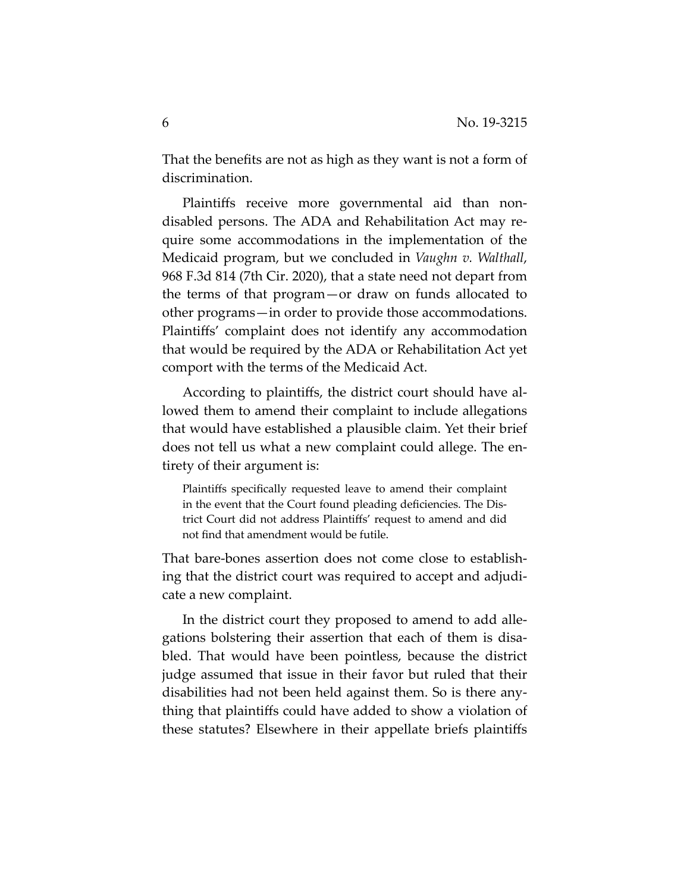That the benefits are not as high as they want is not a form of discrimination.

Plaintiffs receive more governmental aid than non-disabled persons. The ADA and Rehabilitation Act may require some accommodations in the implementation of the Medicaid program, but we concluded in *Vaughn v. Walthall*, 968 F.3d 814 (7th Cir. 2020), that a state need not depart from the terms of that program—or draw on funds allocated to other programs—in order to provide those accommodations. Plaintiffs' complaint does not identify any accommodation that would be required by the ADA or Rehabilitation Act yet comport with the terms of the Medicaid Act.

According to plaintiffs, the district court should have allowed them to amend their complaint to include allegations that would have established a plausible claim. Yet their brief does not tell us what a new complaint could allege. The entirety of their argument is:

> Plaintiffs specifically requested leave to amend their complaint in the event that the Court found pleading deficiencies. The District Court did not address Plaintiffs' request to amend and did not find that amendment would be futile.

That bare-bones assertion does not come close to establishing that the district court was required to accept and adjudicate a new complaint.

In the district court they proposed to amend to add allegations bolstering their assertion that each of them is disabled. That would have been pointless, because the district judge assumed that issue in their favor but ruled that their disabilities had not been held against them. So is there anything that plaintiffs could have added to show a violation of these statutes? Elsewhere in their appellate briefs plaintiffs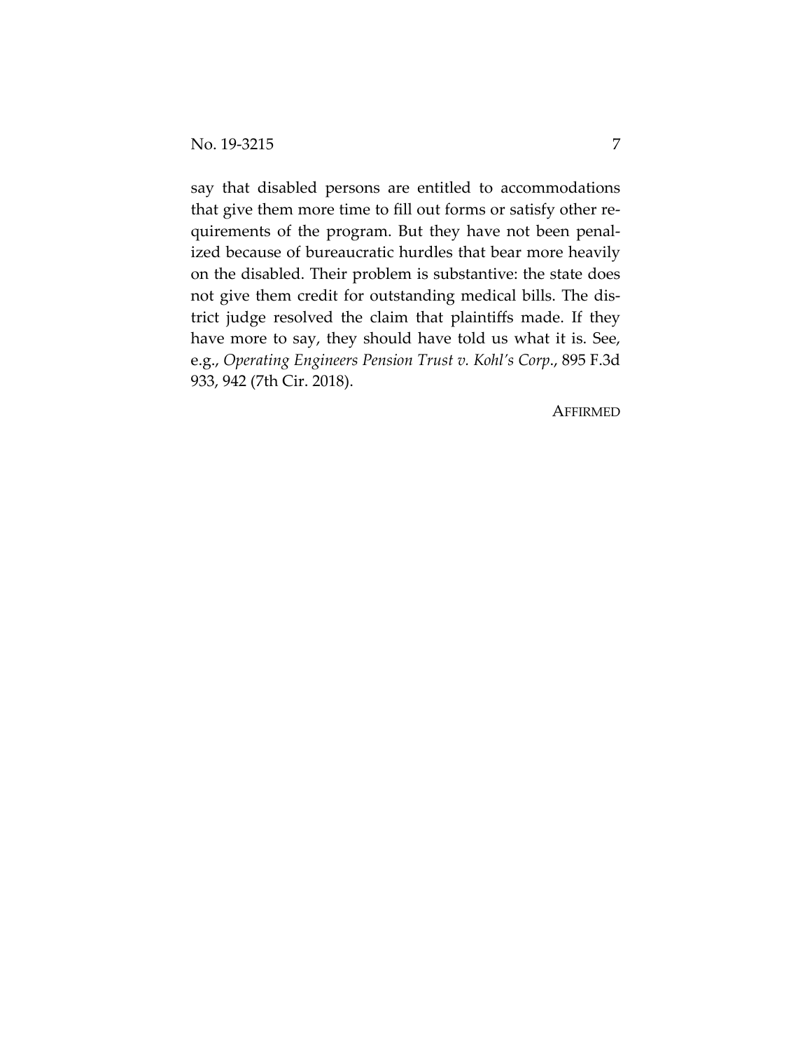say that disabled persons are entitled to accommodations that give them more time to fill out forms or satisfy other requirements of the program. But they have not been penalized because of bureaucratic hurdles that bear more heavily on the disabled. Their problem is substantive: the state does not give them credit for outstanding medical bills. The district judge resolved the claim that plaintiffs made. If they have more to say, they should have told us what it is. See, e.g., *Operating Engineers Pension Trust v. Kohl's Corp*., 895 F.3d 933, 942 (7th Cir. 2018).

AFFIRMED